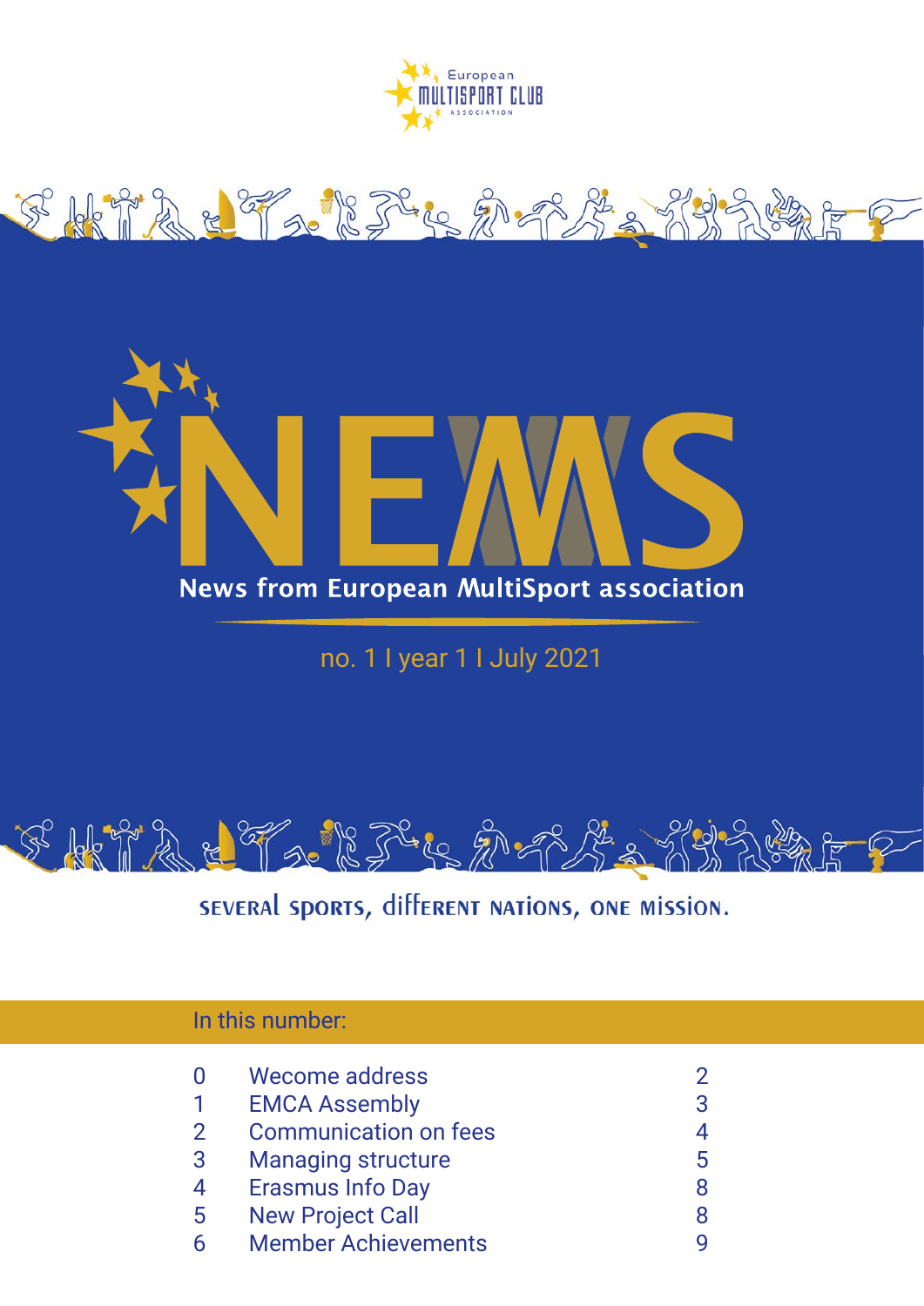European MULTISPORT CLUB ASSOCIATION

# NEWS

## News from European MultiSport association

no. 1 I year 1 I July 2021

SEVERAL SPORTS, DIFFERENT NATIONS, ONE MISSION.

### In this number:

| | | |
|---|---|---|
| 0 | Wecome address | 2 |
| 1 | EMCA Assembly | 3 |
| 2 | Communication on fees | 4 |
| 3 | Managing structure | 5 |
| 4 | Erasmus Info Day | 8 |
| 5 | New Project Call | 8 |
| 6 | Member Achievements | 9 |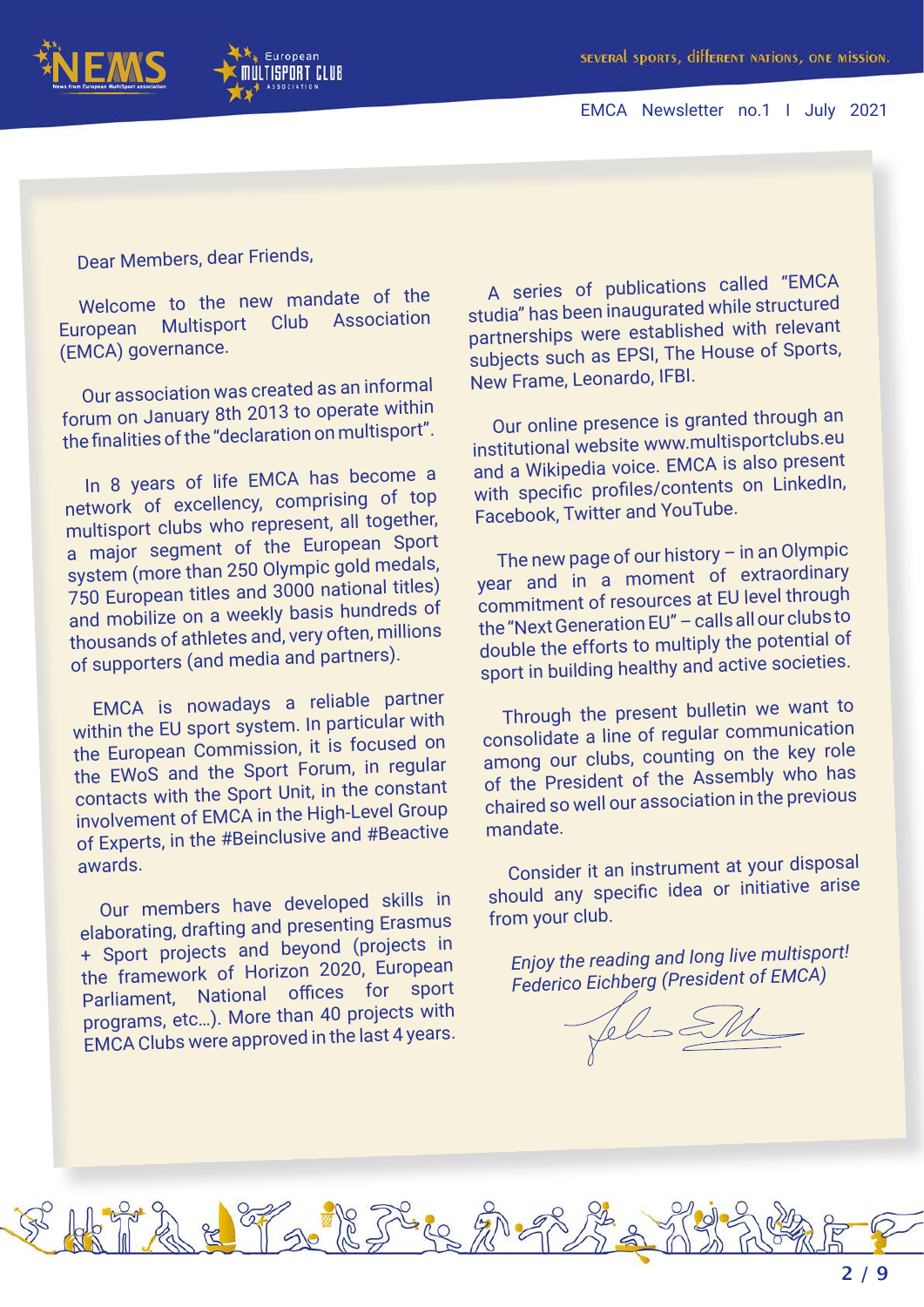Dear Members, dear Friends,

Welcome to the new mandate of the European Multisport Club Association (EMCA) governance.

Our association was created as an informal forum on January 8th 2013 to operate within the finalities of the "declaration on multisport".

In 8 years of life EMCA has become a network of excellency, comprising of top multisport clubs who represent, all together, a major segment of the European Sport system (more than 250 Olympic gold medals, 750 European titles and 3000 national titles) and mobilize on a weekly basis hundreds of thousands of athletes and, very often, millions of supporters (and media and partners).

EMCA is nowadays a reliable partner within the EU sport system. In particular with the European Commission, it is focused on the EWoS and the Sport Forum, in regular contacts with the Sport Unit, in the constant involvement of EMCA in the High-Level Group of Experts, in the #Beinclusive and #Beactive awards.

Our members have developed skills in elaborating, drafting and presenting Erasmus + Sport projects and beyond (projects in the framework of Horizon 2020, European Parliament, National offices for sport programs, etc…). More than 40 projects with EMCA Clubs were approved in the last 4 years.

A series of publications called "EMCA studia" has been inaugurated while structured partnerships were established with relevant subjects such as EPSI, The House of Sports, New Frame, Leonardo, IFBI.

Our online presence is granted through an institutional website www.multisportclubs.eu and a Wikipedia voice. EMCA is also present with specific profiles/contents on LinkedIn, Facebook, Twitter and YouTube.

The new page of our history – in an Olympic year and in a moment of extraordinary commitment of resources at EU level through the "Next Generation EU" – calls all our clubs to double the efforts to multiply the potential of sport in building healthy and active societies.

Through the present bulletin we want to consolidate a line of regular communication among our clubs, counting on the key role of the President of the Assembly who has chaired so well our association in the previous mandate.

Consider it an instrument at your disposal should any specific idea or initiative arise from your club.

*Enjoy the reading and long live multisport!*
*Federico Eichberg (President of EMCA)*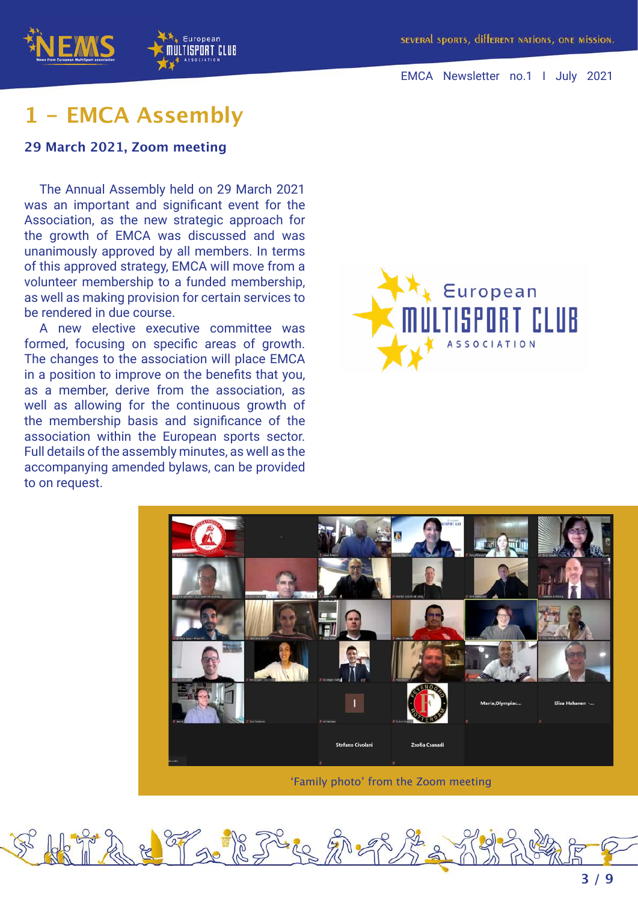# 1 - EMCA Assembly

## 29 March 2021, Zoom meeting

The Annual Assembly held on 29 March 2021 was an important and significant event for the Association, as the new strategic approach for the growth of EMCA was discussed and was unanimously approved by all members. In terms of this approved strategy, EMCA will move from a volunteer membership to a funded membership, as well as making provision for certain services to be rendered in due course.

A new elective executive committee was formed, focusing on specific areas of growth. The changes to the association will place EMCA in a position to improve on the benefits that you, as a member, derive from the association, as well as allowing for the continuous growth of the membership basis and significance of the association within the European sports sector. Full details of the assembly minutes, as well as the accompanying amended bylaws, can be provided to on request.

'Family photo' from the Zoom meeting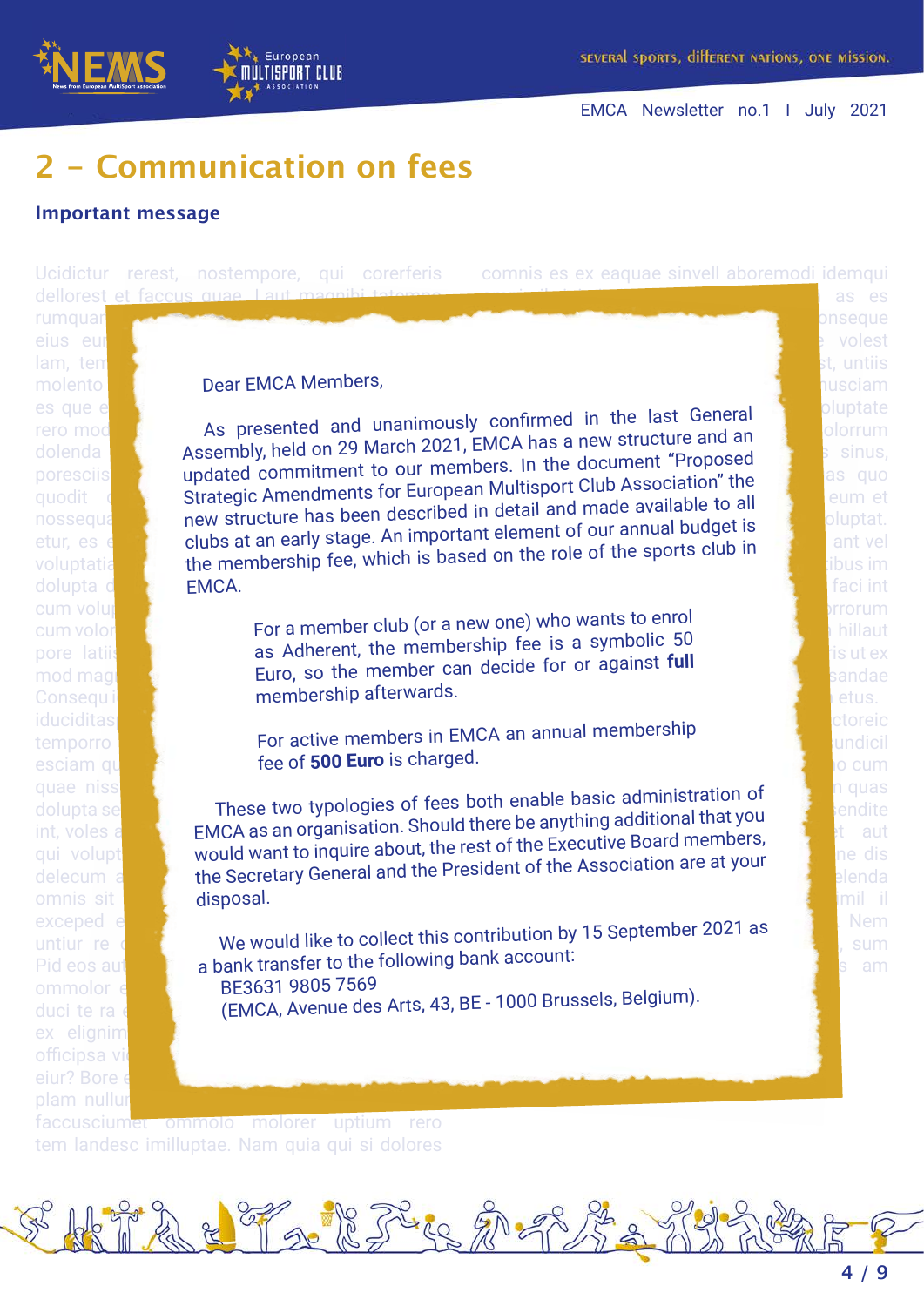## 2 – Communication on fees

### Important message

Dear EMCA Members,

As presented and unanimously confirmed in the last General Assembly, held on 29 March 2021, EMCA has a new structure and an updated commitment to our members. In the document "Proposed Strategic Amendments for European Multisport Club Association" the new structure has been described in detail and made available to all clubs at an early stage. An important element of our annual budget is the membership fee, which is based on the role of the sports club in EMCA.

For a member club (or a new one) who wants to enrol as Adherent, the membership fee is a symbolic 50 Euro, so the member can decide for or against **full** membership afterwards.

For active members in EMCA an annual membership fee of **500 Euro** is charged.

These two typologies of fees both enable basic administration of EMCA as an organisation. Should there be anything additional that you would want to inquire about, the rest of the Executive Board members, the Secretary General and the President of the Association are at your disposal.

We would like to collect this contribution by 15 September 2021 as a bank transfer to the following bank account:
BE3631 9805 7569
(EMCA, Avenue des Arts, 43, BE - 1000 Brussels, Belgium).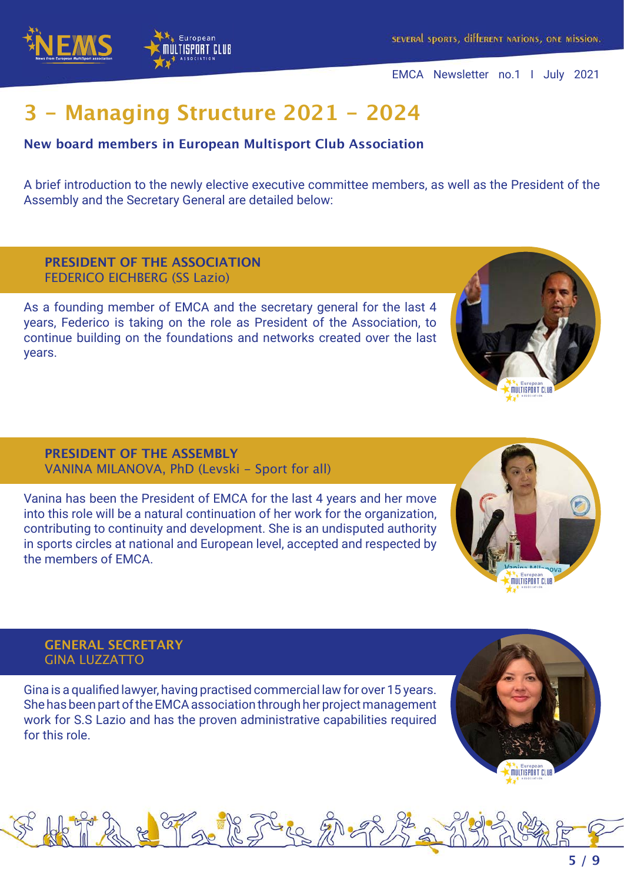# 3 – Managing Structure 2021 – 2024

**New board members in European Multisport Club Association**

A brief introduction to the newly elective executive committee members, as well as the President of the Assembly and the Secretary General are detailed below:

## PRESIDENT OF THE ASSOCIATION
FEDERICO EICHBERG (SS Lazio)

As a founding member of EMCA and the secretary general for the last 4 years, Federico is taking on the role as President of the Association, to continue building on the foundations and networks created over the last years.

## PRESIDENT OF THE ASSEMBLY
VANINA MILANOVA, PhD (Levski – Sport for all)

Vanina has been the President of EMCA for the last 4 years and her move into this role will be a natural continuation of her work for the organization, contributing to continuity and development. She is an undisputed authority in sports circles at national and European level, accepted and respected by the members of EMCA.

## GENERAL SECRETARY
GINA LUZZATTO

Gina is a qualified lawyer, having practised commercial law for over 15 years. She has been part of the EMCA association through her project management work for S.S Lazio and has the proven administrative capabilities required for this role.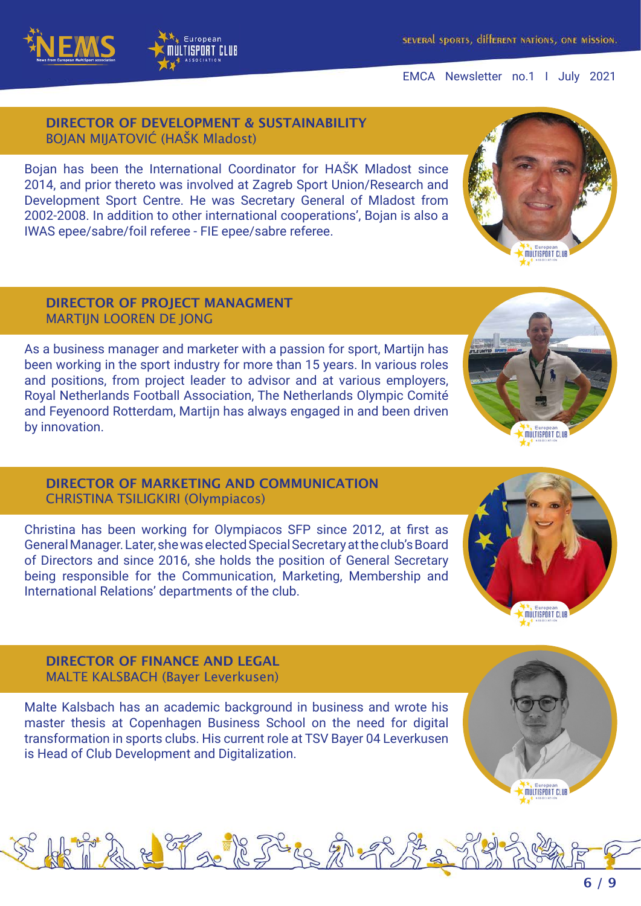## DIRECTOR OF DEVELOPMENT & SUSTAINABILITY
BOJAN MIJATOVIĆ (HAŠK Mladost)

Bojan has been the International Coordinator for HAŠK Mladost since 2014, and prior thereto was involved at Zagreb Sport Union/Research and Development Sport Centre. He was Secretary General of Mladost from 2002-2008. In addition to other international cooperations', Bojan is also a IWAS epee/sabre/foil referee - FIE epee/sabre referee.

## DIRECTOR OF PROJECT MANAGMENT
MARTIJN LOOREN DE JONG

As a business manager and marketer with a passion for sport, Martijn has been working in the sport industry for more than 15 years. In various roles and positions, from project leader to advisor and at various employers, Royal Netherlands Football Association, The Netherlands Olympic Comité and Feyenoord Rotterdam, Martijn has always engaged in and been driven by innovation.

## DIRECTOR OF MARKETING AND COMMUNICATION
CHRISTINA TSILIGKIRI (Olympiacos)

Christina has been working for Olympiacos SFP since 2012, at first as General Manager. Later, she was elected Special Secretary at the club's Board of Directors and since 2016, she holds the position of General Secretary being responsible for the Communication, Marketing, Membership and International Relations' departments of the club.

## DIRECTOR OF FINANCE AND LEGAL
MALTE KALSBACH (Bayer Leverkusen)

Malte Kalsbach has an academic background in business and wrote his master thesis at Copenhagen Business School on the need for digital transformation in sports clubs. His current role at TSV Bayer 04 Leverkusen is Head of Club Development and Digitalization.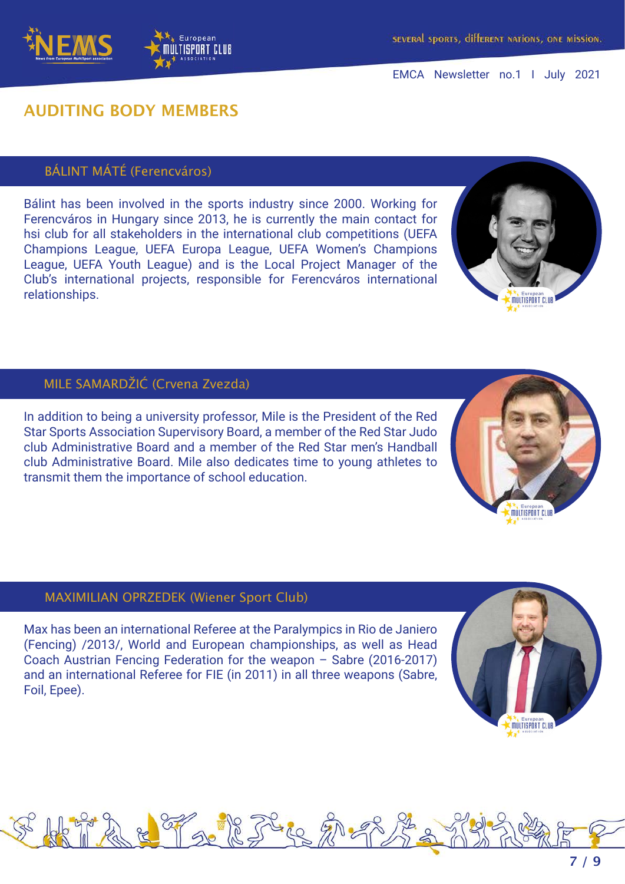## AUDITING BODY MEMBERS

### BÁLINT MÁTÉ (Ferencváros)

Bálint has been involved in the sports industry since 2000. Working for Ferencváros in Hungary since 2013, he is currently the main contact for hsi club for all stakeholders in the international club competitions (UEFA Champions League, UEFA Europa League, UEFA Women's Champions League, UEFA Youth League) and is the Local Project Manager of the Club's international projects, responsible for Ferencváros international relationships.

### MILE SAMARDŽIĆ (Crvena Zvezda)

In addition to being a university professor, Mile is the President of the Red Star Sports Association Supervisory Board, a member of the Red Star Judo club Administrative Board and a member of the Red Star men's Handball club Administrative Board. Mile also dedicates time to young athletes to transmit them the importance of school education.

### MAXIMILIAN OPRZEDEK (Wiener Sport Club)

Max has been an international Referee at the Paralympics in Rio de Janiero (Fencing) /2013/, World and European championships, as well as Head Coach Austrian Fencing Federation for the weapon – Sabre (2016-2017) and an international Referee for FIE (in 2011) in all three weapons (Sabre, Foil, Epee).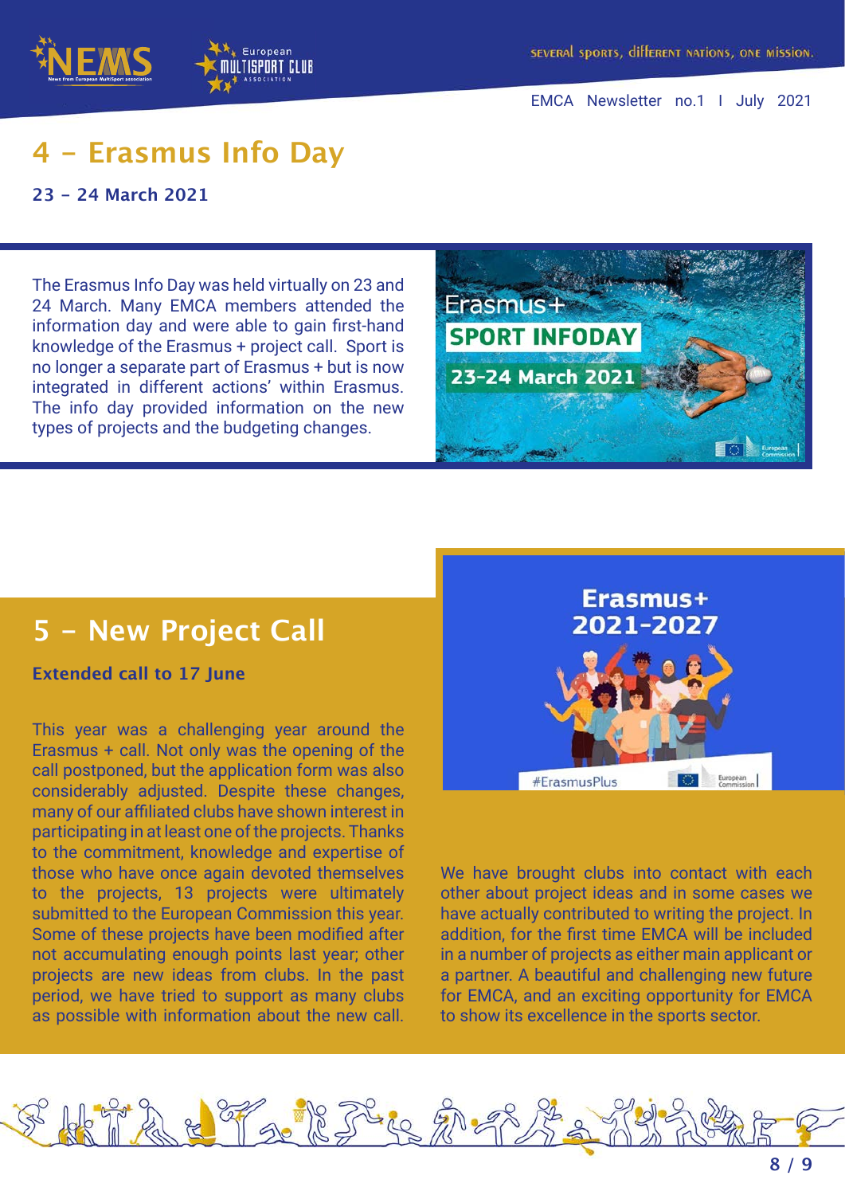## 4 – Erasmus Info Day

**23 – 24 March 2021**

The Erasmus Info Day was held virtually on 23 and 24 March. Many EMCA members attended the information day and were able to gain first-hand knowledge of the Erasmus + project call. Sport is no longer a separate part of Erasmus + but is now integrated in different actions' within Erasmus. The info day provided information on the new types of projects and the budgeting changes.

## 5 – New Project Call

**Extended call to 17 June**

This year was a challenging year around the Erasmus + call. Not only was the opening of the call postponed, but the application form was also considerably adjusted. Despite these changes, many of our affiliated clubs have shown interest in participating in at least one of the projects. Thanks to the commitment, knowledge and expertise of those who have once again devoted themselves to the projects, 13 projects were ultimately submitted to the European Commission this year. Some of these projects have been modified after not accumulating enough points last year; other projects are new ideas from clubs. In the past period, we have tried to support as many clubs as possible with information about the new call.

We have brought clubs into contact with each other about project ideas and in some cases we have actually contributed to writing the project. In addition, for the first time EMCA will be included in a number of projects as either main applicant or a partner. A beautiful and challenging new future for EMCA, and an exciting opportunity for EMCA to show its excellence in the sports sector.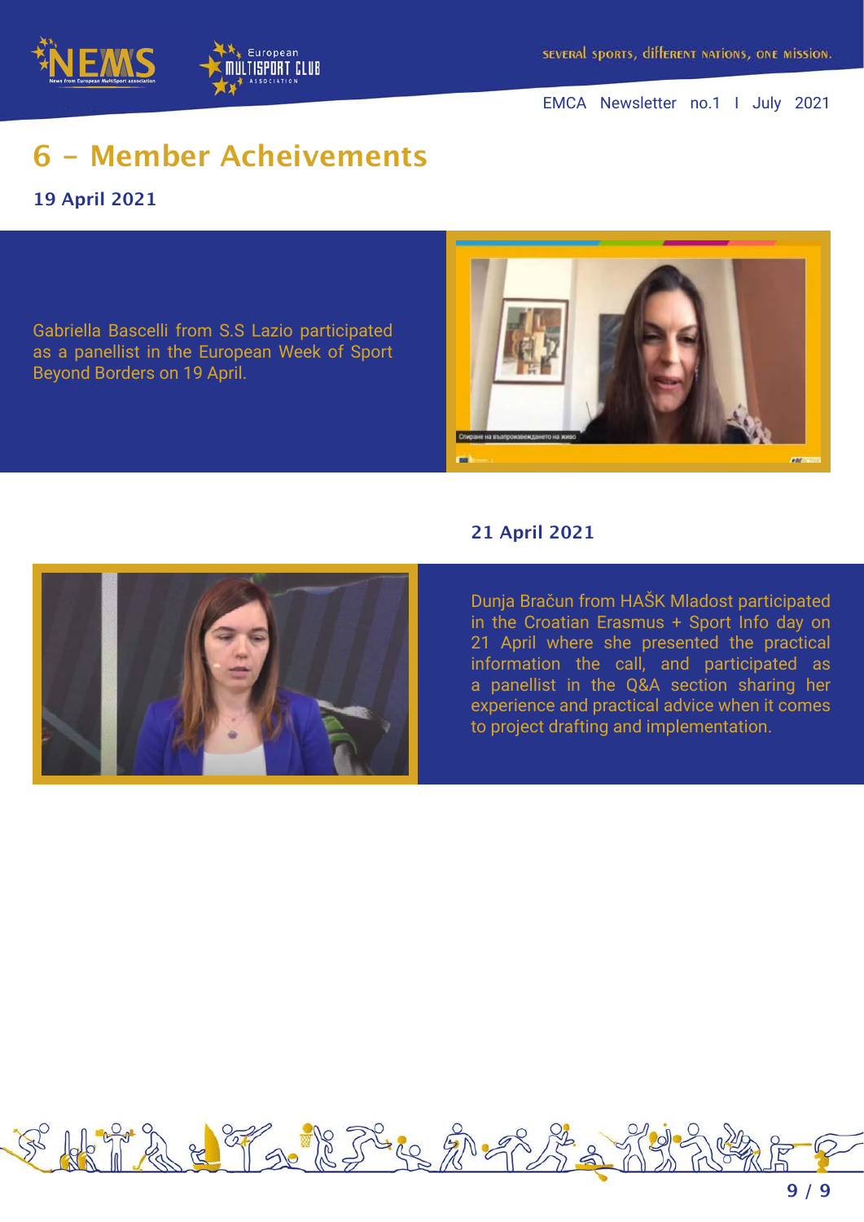# 6 – Member Acheivements

**19 April 2021**

Gabriella Bascelli from S.S Lazio participated as a panellist in the European Week of Sport Beyond Borders on 19 April.

**21 April 2021**

Dunja Bračun from HAŠK Mladost participated in the Croatian Erasmus + Sport Info day on 21 April where she presented the practical information the call, and participated as a panellist in the Q&A section sharing her experience and practical advice when it comes to project drafting and implementation.